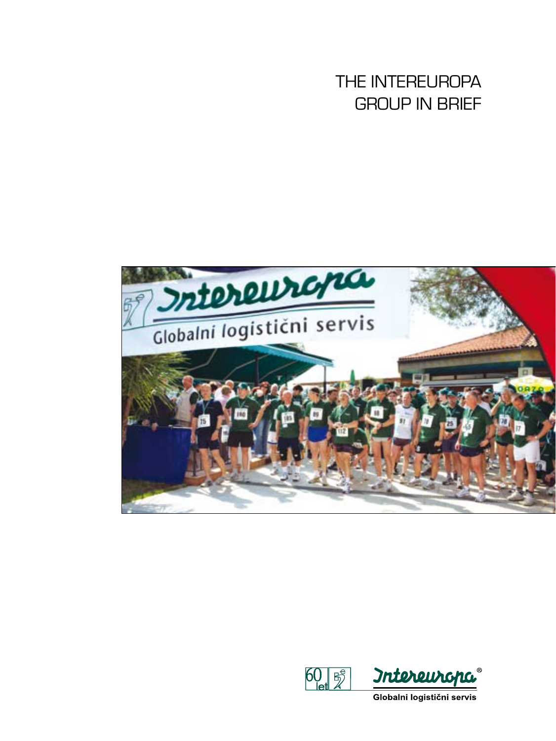# THE INTEREUROPA GROUP IN BRIEF

60 let

Intereuropa®

Globalni logistični servis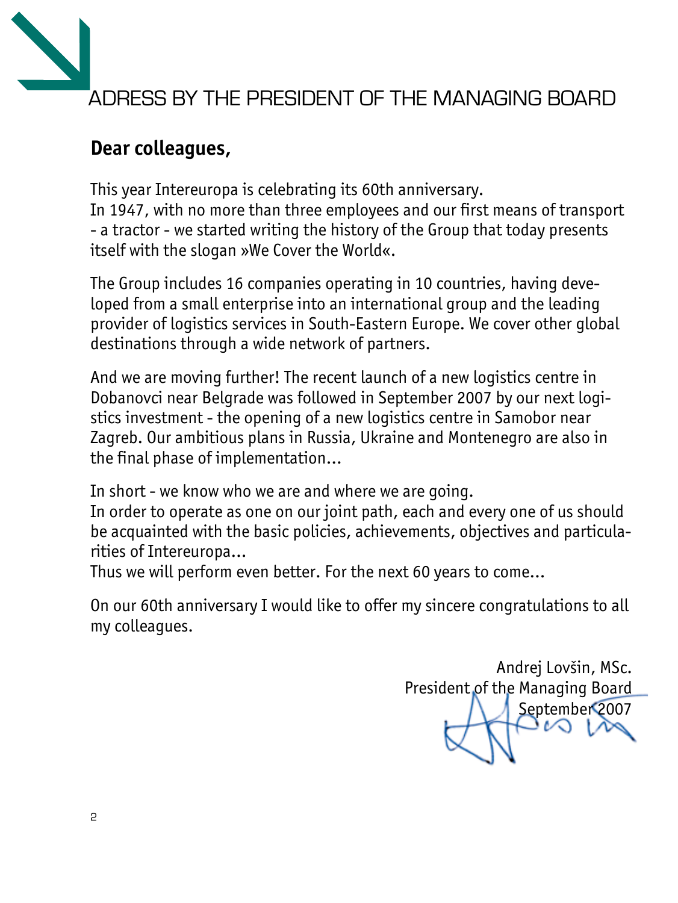# ADRESS BY THE PRESIDENT OF THE MANAGING BOARD

**Dear colleagues,**

This year Intereuropa is celebrating its 60th anniversary.
In 1947, with no more than three employees and our first means of transport - a tractor - we started writing the history of the Group that today presents itself with the slogan »We Cover the World«.

The Group includes 16 companies operating in 10 countries, having developed from a small enterprise into an international group and the leading provider of logistics services in South-Eastern Europe. We cover other global destinations through a wide network of partners.

And we are moving further! The recent launch of a new logistics centre in Dobanovci near Belgrade was followed in September 2007 by our next logistics investment - the opening of a new logistics centre in Samobor near Zagreb. Our ambitious plans in Russia, Ukraine and Montenegro are also in the final phase of implementation...

In short - we know who we are and where we are going.
In order to operate as one on our joint path, each and every one of us should be acquainted with the basic policies, achievements, objectives and particularities of Intereuropa...
Thus we will perform even better. For the next 60 years to come...

On our 60th anniversary I would like to offer my sincere congratulations to all my colleagues.

Andrej Lovšin, MSc.
President of the Managing Board
September 2007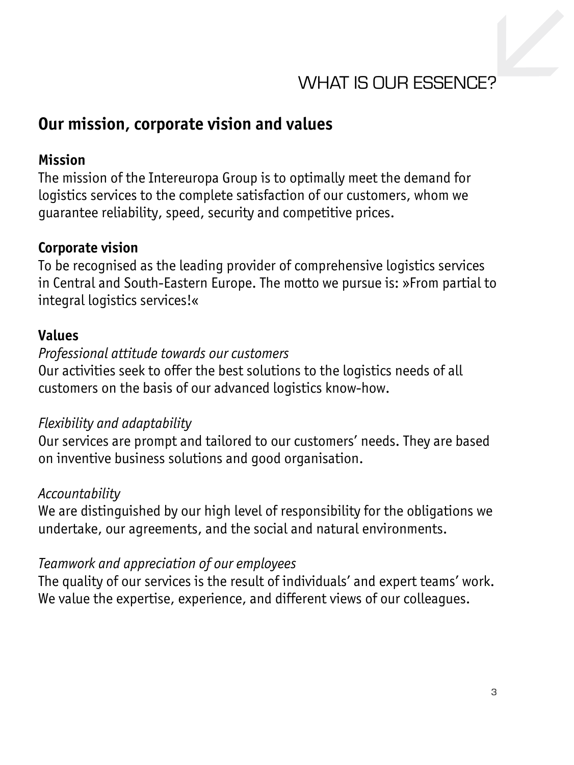# WHAT IS OUR ESSENCE?

## Our mission, corporate vision and values

### Mission

The mission of the Intereuropa Group is to optimally meet the demand for logistics services to the complete satisfaction of our customers, whom we guarantee reliability, speed, security and competitive prices.

### Corporate vision

To be recognised as the leading provider of comprehensive logistics services in Central and South-Eastern Europe. The motto we pursue is: »From partial to integral logistics services!«

### Values

*Professional attitude towards our customers*
Our activities seek to offer the best solutions to the logistics needs of all customers on the basis of our advanced logistics know-how.

*Flexibility and adaptability*
Our services are prompt and tailored to our customers' needs. They are based on inventive business solutions and good organisation.

*Accountability*
We are distinguished by our high level of responsibility for the obligations we undertake, our agreements, and the social and natural environments.

*Teamwork and appreciation of our employees*
The quality of our services is the result of individuals' and expert teams' work. We value the expertise, experience, and different views of our colleagues.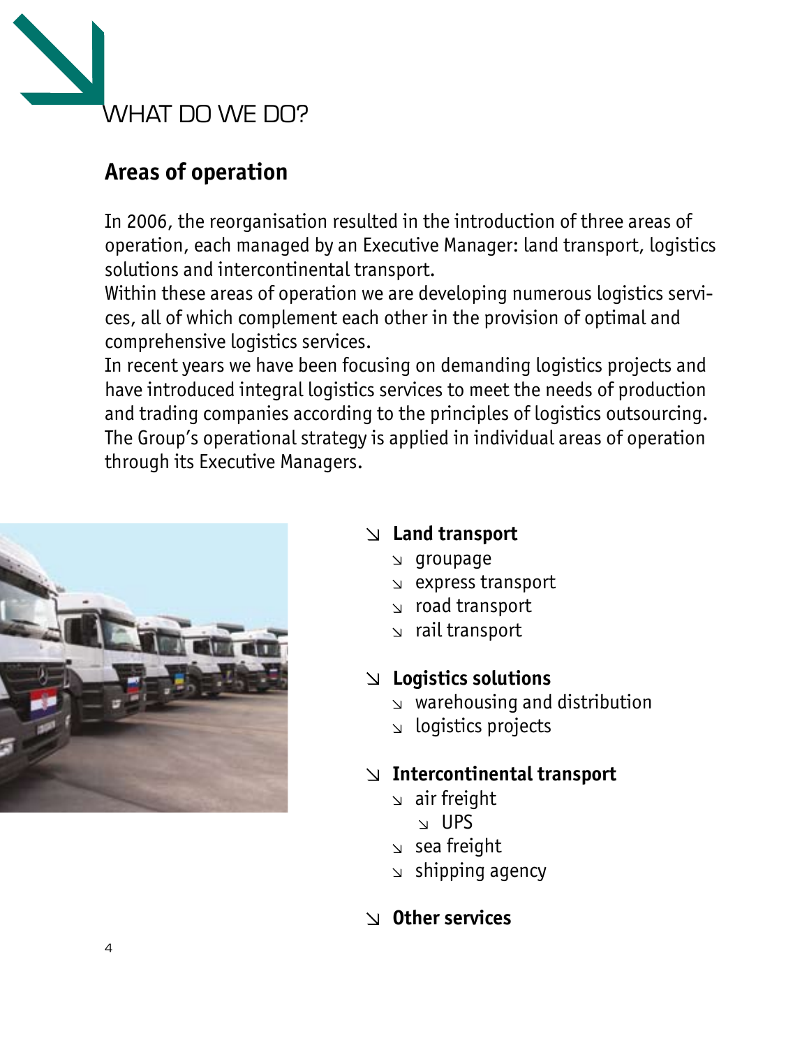# WHAT DO WE DO?

## Areas of operation

In 2006, the reorganisation resulted in the introduction of three areas of operation, each managed by an Executive Manager: land transport, logistics solutions and intercontinental transport.
Within these areas of operation we are developing numerous logistics services, all of which complement each other in the provision of optimal and comprehensive logistics services.
In recent years we have been focusing on demanding logistics projects and have introduced integral logistics services to meet the needs of production and trading companies according to the principles of logistics outsourcing.
The Group's operational strategy is applied in individual areas of operation through its Executive Managers.

- **Land transport**
  - groupage
  - express transport
  - road transport
  - rail transport
- **Logistics solutions**
  - warehousing and distribution
  - logistics projects
- **Intercontinental transport**
  - air freight
    - UPS
  - sea freight
  - shipping agency
- **Other services**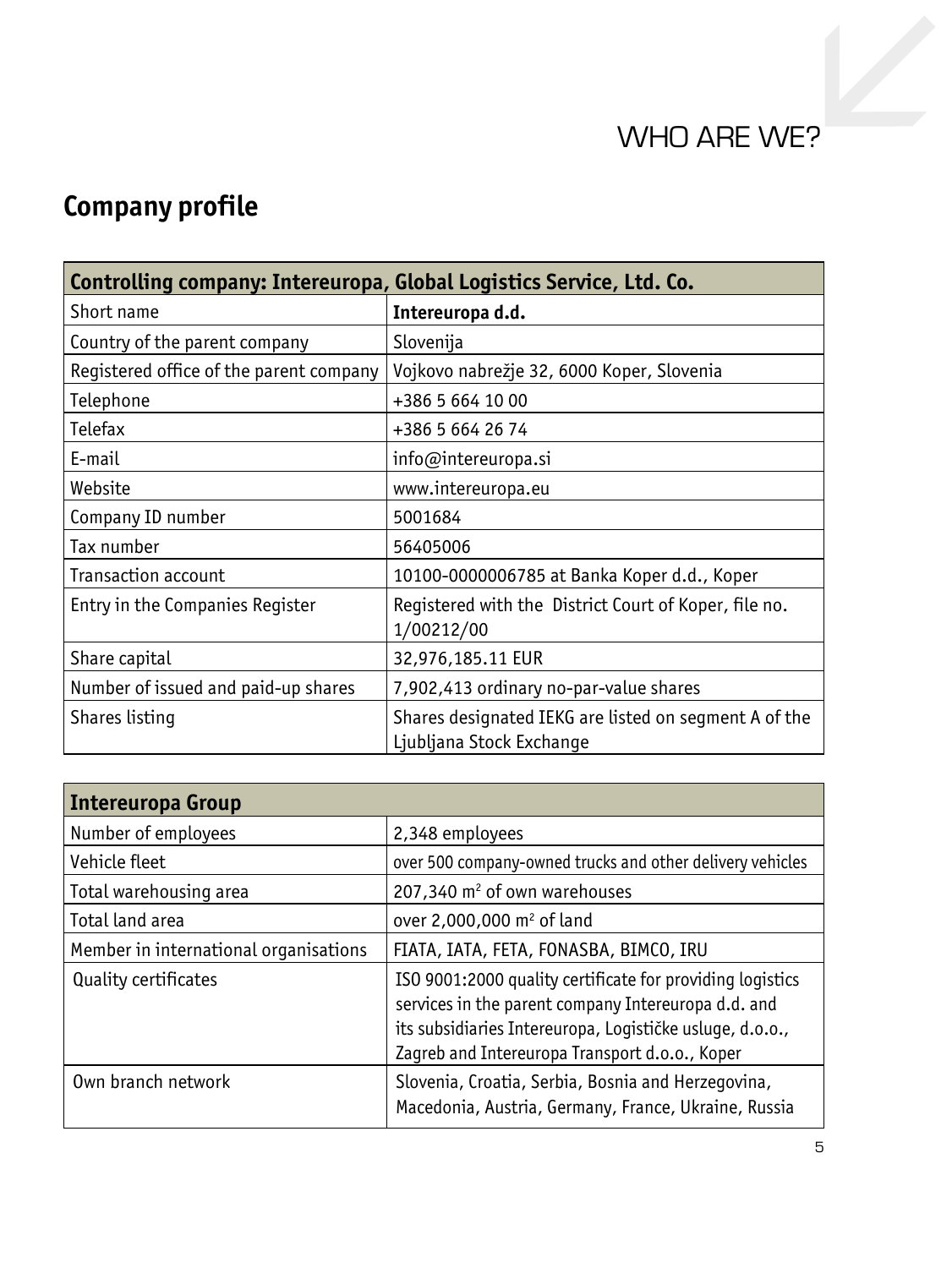# WHO ARE WE?

## Company profile

| Controlling company: Intereuropa, Global Logistics Service, Ltd. Co. | |
|---|---|
| Short name | **Intereuropa d.d.** |
| Country of the parent company | Slovenija |
| Registered office of the parent company | Vojkovo nabrežje 32, 6000 Koper, Slovenia |
| Telephone | +386 5 664 10 00 |
| Telefax | +386 5 664 26 74 |
| E-mail | info@intereuropa.si |
| Website | www.intereuropa.eu |
| Company ID number | 5001684 |
| Tax number | 56405006 |
| Transaction account | 10100-0000006785 at Banka Koper d.d., Koper |
| Entry in the Companies Register | Registered with the District Court of Koper, file no. 1/00212/00 |
| Share capital | 32,976,185.11 EUR |
| Number of issued and paid-up shares | 7,902,413 ordinary no-par-value shares |
| Shares listing | Shares designated IEKG are listed on segment A of the Ljubljana Stock Exchange |

| Intereuropa Group | |
|---|---|
| Number of employees | 2,348 employees |
| Vehicle fleet | over 500 company-owned trucks and other delivery vehicles |
| Total warehousing area | 207,340 $m^2$ of own warehouses |
| Total land area | over 2,000,000 $m^2$ of land |
| Member in international organisations | FIATA, IATA, FETA, FONASBA, BIMCO, IRU |
| Quality certificates | ISO 9001:2000 quality certificate for providing logistics services in the parent company Intereuropa d.d. and its subsidiaries Intereuropa, Logističke usluge, d.o.o., Zagreb and Intereuropa Transport d.o.o., Koper |
| Own branch network | Slovenia, Croatia, Serbia, Bosnia and Herzegovina, Macedonia, Austria, Germany, France, Ukraine, Russia |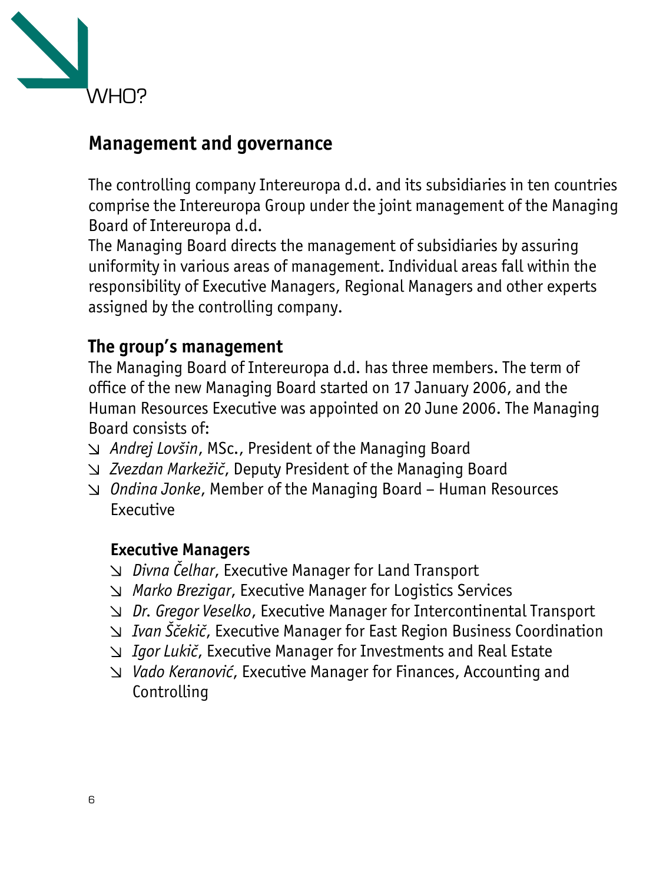# WHO?

## Management and governance

The controlling company Intereuropa d.d. and its subsidiaries in ten countries comprise the Intereuropa Group under the joint management of the Managing Board of Intereuropa d.d.
The Managing Board directs the management of subsidiaries by assuring uniformity in various areas of management. Individual areas fall within the responsibility of Executive Managers, Regional Managers and other experts assigned by the controlling company.

### The group's management

The Managing Board of Intereuropa d.d. has three members. The term of office of the new Managing Board started on 17 January 2006, and the Human Resources Executive was appointed on 20 June 2006. The Managing Board consists of:

- *Andrej Lovšin*, MSc., President of the Managing Board
- *Zvezdan Markežič*, Deputy President of the Managing Board
- *Ondina Jonke*, Member of the Managing Board – Human Resources Executive

#### Executive Managers

- *Divna Čelhar*, Executive Manager for Land Transport
- *Marko Brezigar*, Executive Manager for Logistics Services
- *Dr. Gregor Veselko*, Executive Manager for Intercontinental Transport
- *Ivan Ščekič*, Executive Manager for East Region Business Coordination
- *Igor Lukič*, Executive Manager for Investments and Real Estate
- *Vado Keranović*, Executive Manager for Finances, Accounting and Controlling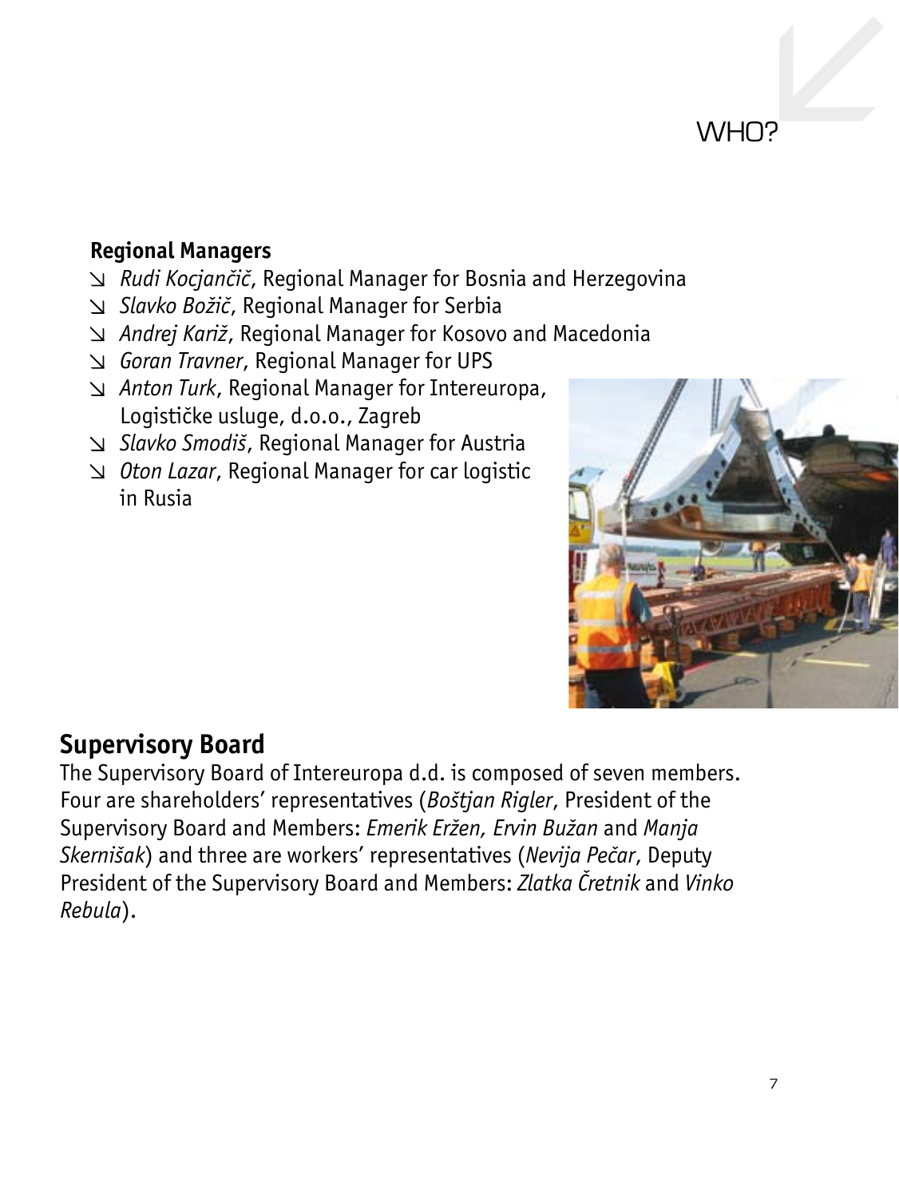WHO?

### Regional Managers

- *Rudi Kocjančič*, Regional Manager for Bosnia and Herzegovina
- *Slavko Božič*, Regional Manager for Serbia
- *Andrej Kariž*, Regional Manager for Kosovo and Macedonia
- *Goran Travner*, Regional Manager for UPS
- *Anton Turk*, Regional Manager for Intereuropa, Logističke usluge, d.o.o., Zagreb
- *Slavko Smodiš*, Regional Manager for Austria
- *Oton Lazar*, Regional Manager for car logistic in Rusia

## Supervisory Board

The Supervisory Board of Intereuropa d.d. is composed of seven members. Four are shareholders' representatives (*Boštjan Rigler*, President of the Supervisory Board and Members: *Emerik Eržen, Ervin Bužan* and *Manja Skernišak*) and three are workers' representatives (*Nevija Pečar*, Deputy President of the Supervisory Board and Members: *Zlatka Čretnik* and *Vinko Rebula*).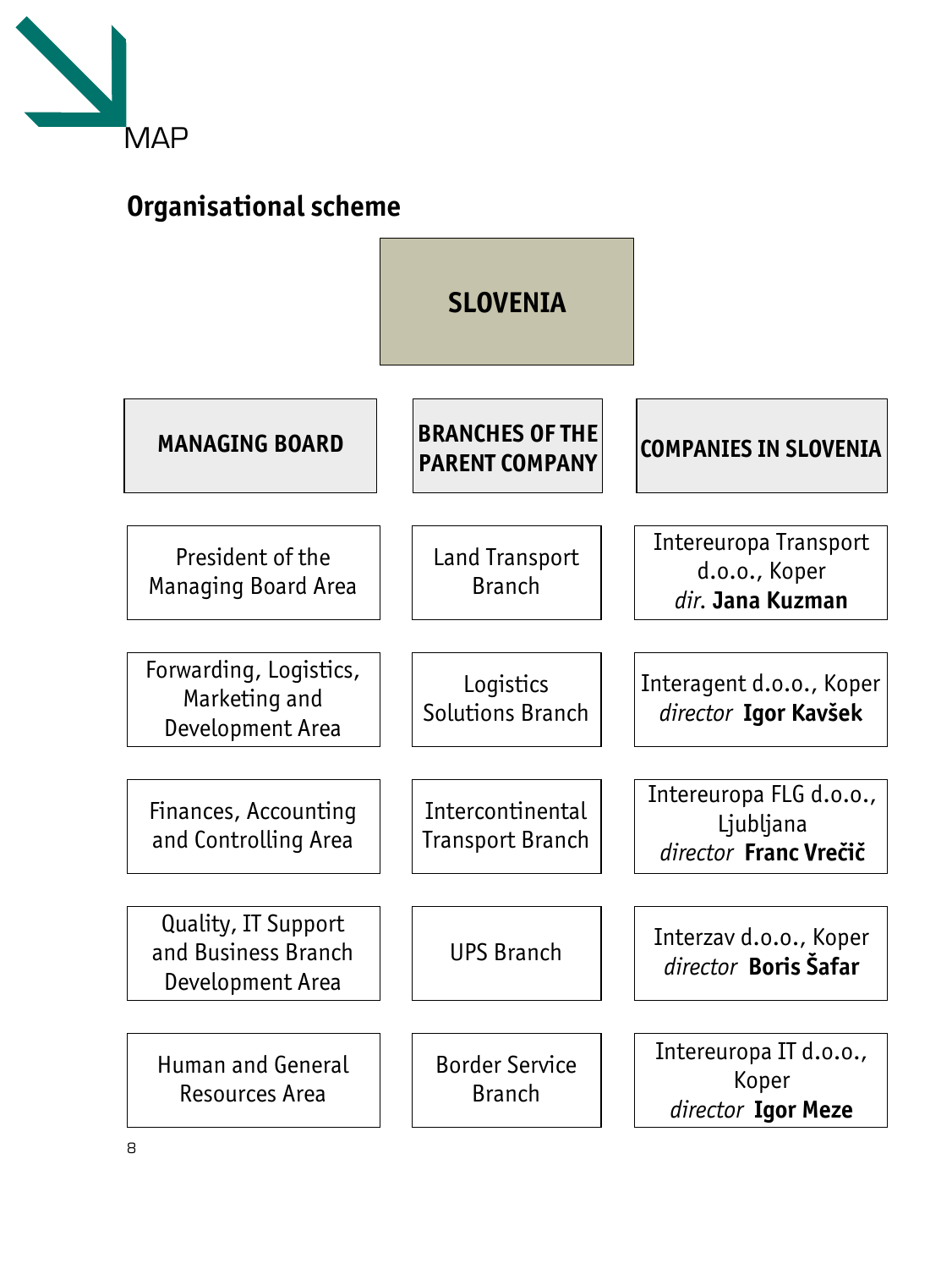MAP

## Organisational scheme

**SLOVENIA**

| MANAGING BOARD | BRANCHES OF THE PARENT COMPANY | COMPANIES IN SLOVENIA |
|---|---|---|
| President of the Managing Board Area | Land Transport Branch | Intereuropa Transport d.o.o., Koper *dir.* **Jana Kuzman** |
| Forwarding, Logistics, Marketing and Development Area | Logistics Solutions Branch | Interagent d.o.o., Koper *director* **Igor Kavšek** |
| Finances, Accounting and Controlling Area | Intercontinental Transport Branch | Intereuropa FLG d.o.o., Ljubljana *director* **Franc Vrečič** |
| Quality, IT Support and Business Branch Development Area | UPS Branch | Interzav d.o.o., Koper *director* **Boris Šafar** |
| Human and General Resources Area | Border Service Branch | Intereuropa IT d.o.o., Koper *director* **Igor Meze** |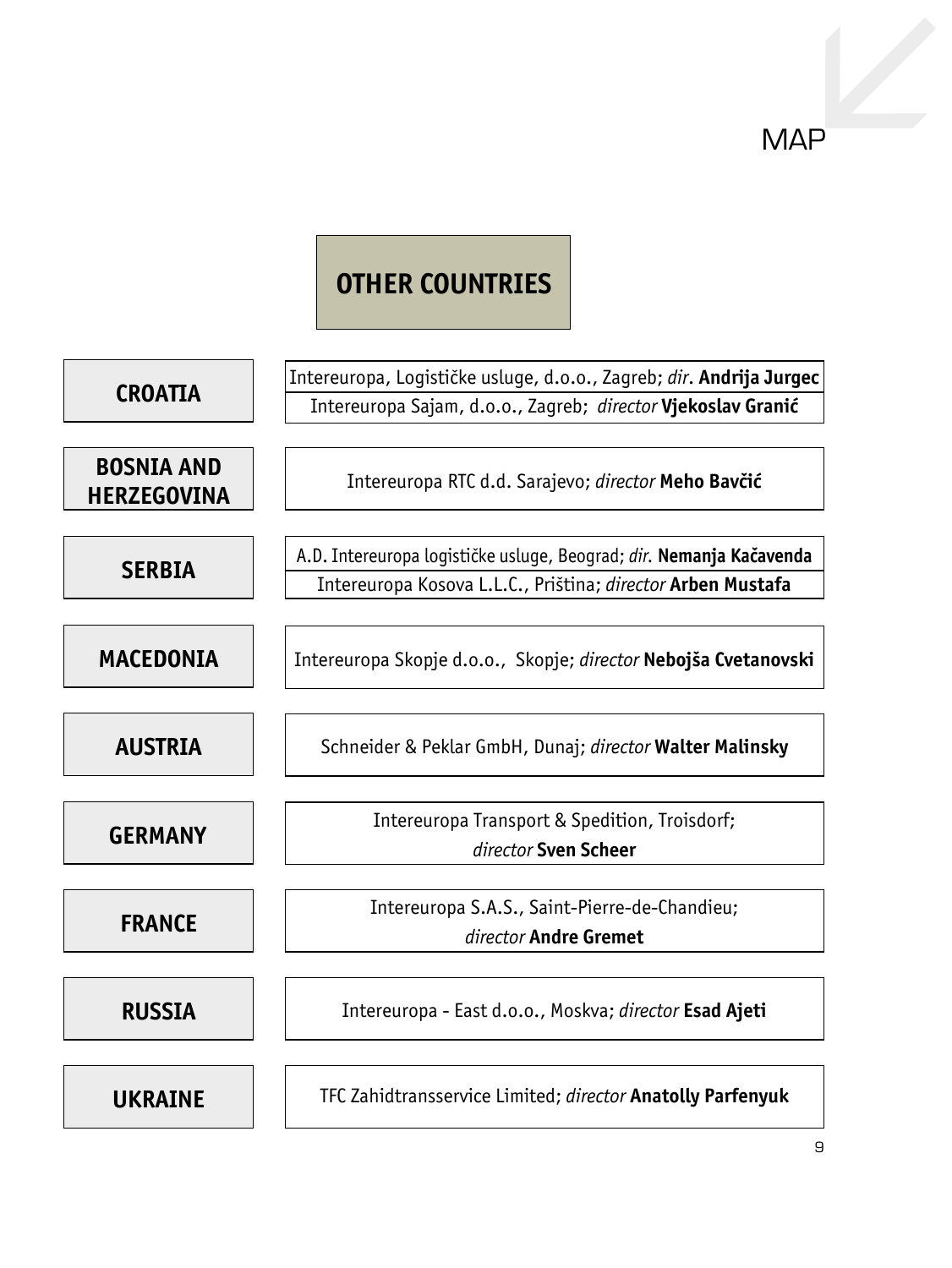# MAP

## OTHER COUNTRIES

| Country | Companies |
|---|---|
| **CROATIA** | Intereuropa, Logističke usluge, d.o.o., Zagreb; *dir*. **Andrija Jurgec**<br>Intereuropa Sajam, d.o.o., Zagreb; *director* **Vjekoslav Granić** |
| **BOSNIA AND HERZEGOVINA** | Intereuropa RTC d.d. Sarajevo; *director* **Meho Bavčić** |
| **SERBIA** | A.D. Intereuropa logističke usluge, Beograd; *dir*. **Nemanja Kačavenda**<br>Intereuropa Kosova L.L.C., Priština; *director* **Arben Mustafa** |
| **MACEDONIA** | Intereuropa Skopje d.o.o., Skopje; *director* **Nebojša Cvetanovski** |
| **AUSTRIA** | Schneider & Peklar GmbH, Dunaj; *director* **Walter Malinsky** |
| **GERMANY** | Intereuropa Transport & Spedition, Troisdorf; *director* **Sven Scheer** |
| **FRANCE** | Intereuropa S.A.S., Saint-Pierre-de-Chandieu; *director* **Andre Gremet** |
| **RUSSIA** | Intereuropa - East d.o.o., Moskva; *director* **Esad Ajeti** |
| **UKRAINE** | TFC Zahidtransservice Limited; *director* **Anatolly Parfenyuk** |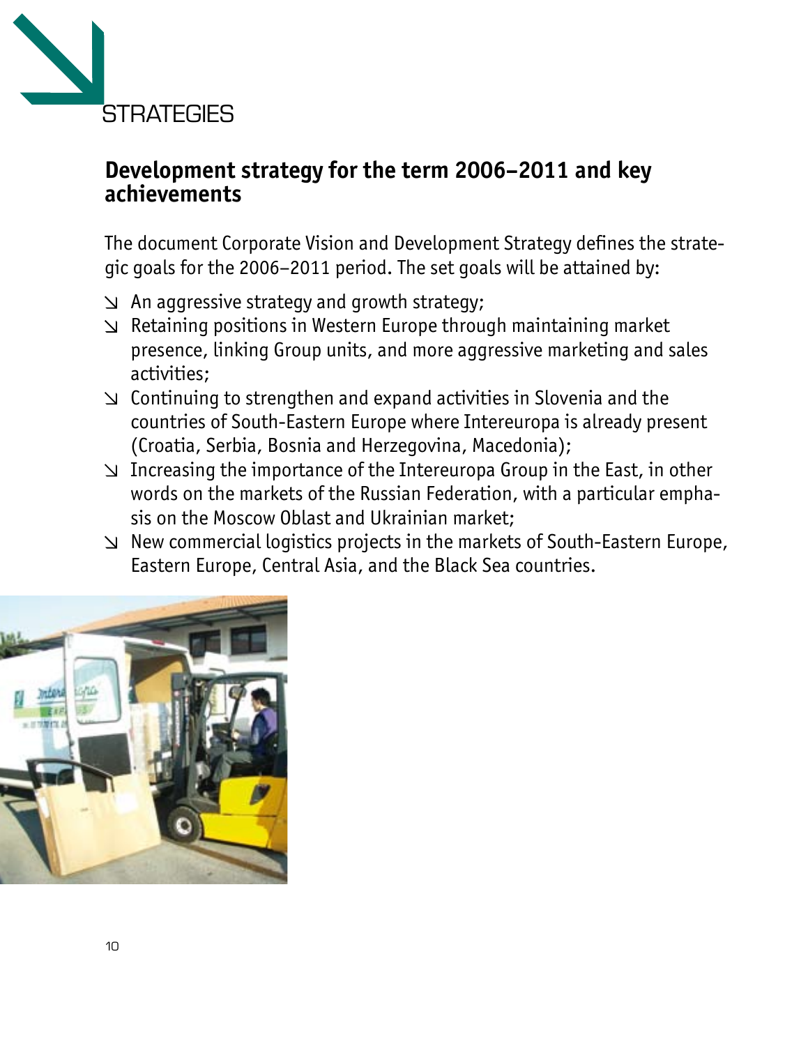# STRATEGIES

## Development strategy for the term 2006–2011 and key achievements

The document Corporate Vision and Development Strategy defines the strategic goals for the 2006–2011 period. The set goals will be attained by:

- An aggressive strategy and growth strategy;
- Retaining positions in Western Europe through maintaining market presence, linking Group units, and more aggressive marketing and sales activities;
- Continuing to strengthen and expand activities in Slovenia and the countries of South-Eastern Europe where Intereuropa is already present (Croatia, Serbia, Bosnia and Herzegovina, Macedonia);
- Increasing the importance of the Intereuropa Group in the East, in other words on the markets of the Russian Federation, with a particular emphasis on the Moscow Oblast and Ukrainian market;
- New commercial logistics projects in the markets of South-Eastern Europe, Eastern Europe, Central Asia, and the Black Sea countries.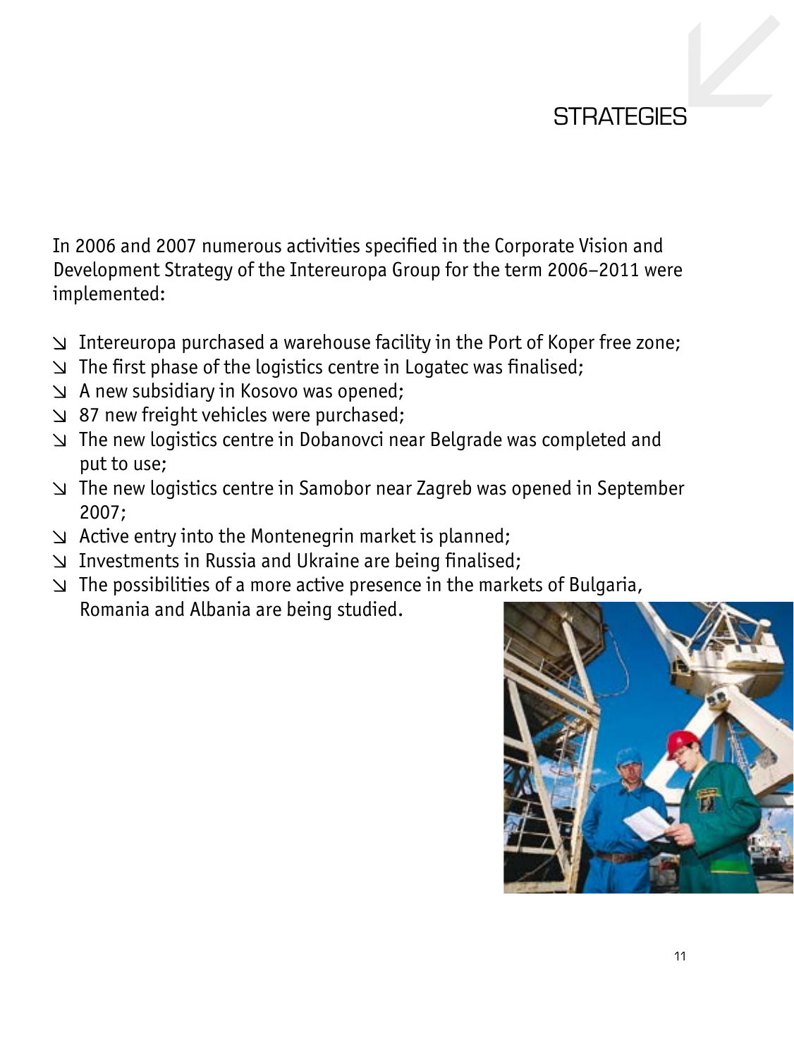# STRATEGIES

In 2006 and 2007 numerous activities specified in the Corporate Vision and Development Strategy of the Intereuropa Group for the term 2006–2011 were implemented:

- Intereuropa purchased a warehouse facility in the Port of Koper free zone;
- The first phase of the logistics centre in Logatec was finalised;
- A new subsidiary in Kosovo was opened;
- 87 new freight vehicles were purchased;
- The new logistics centre in Dobanovci near Belgrade was completed and put to use;
- The new logistics centre in Samobor near Zagreb was opened in September 2007;
- Active entry into the Montenegrin market is planned;
- Investments in Russia and Ukraine are being finalised;
- The possibilities of a more active presence in the markets of Bulgaria, Romania and Albania are being studied.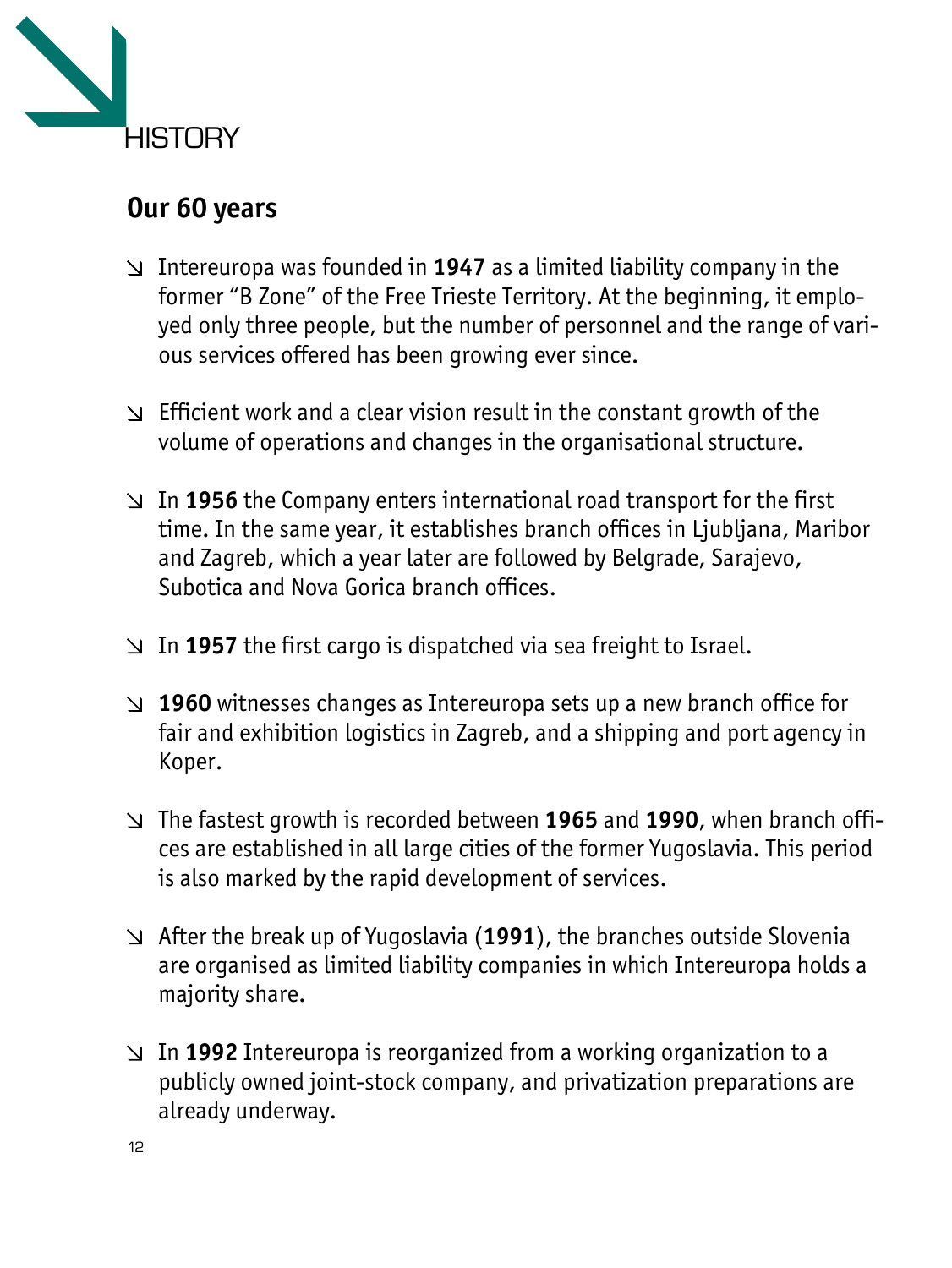# HISTORY

## Our 60 years

- Intereuropa was founded in **1947** as a limited liability company in the former "B Zone" of the Free Trieste Territory. At the beginning, it employed only three people, but the number of personnel and the range of various services offered has been growing ever since.
- Efficient work and a clear vision result in the constant growth of the volume of operations and changes in the organisational structure.
- In **1956** the Company enters international road transport for the first time. In the same year, it establishes branch offices in Ljubljana, Maribor and Zagreb, which a year later are followed by Belgrade, Sarajevo, Subotica and Nova Gorica branch offices.
- In **1957** the first cargo is dispatched via sea freight to Israel.
- **1960** witnesses changes as Intereuropa sets up a new branch office for fair and exhibition logistics in Zagreb, and a shipping and port agency in Koper.
- The fastest growth is recorded between **1965** and **1990**, when branch offices are established in all large cities of the former Yugoslavia. This period is also marked by the rapid development of services.
- After the break up of Yugoslavia (**1991**), the branches outside Slovenia are organised as limited liability companies in which Intereuropa holds a majority share.
- In **1992** Intereuropa is reorganized from a working organization to a publicly owned joint-stock company, and privatization preparations are already underway.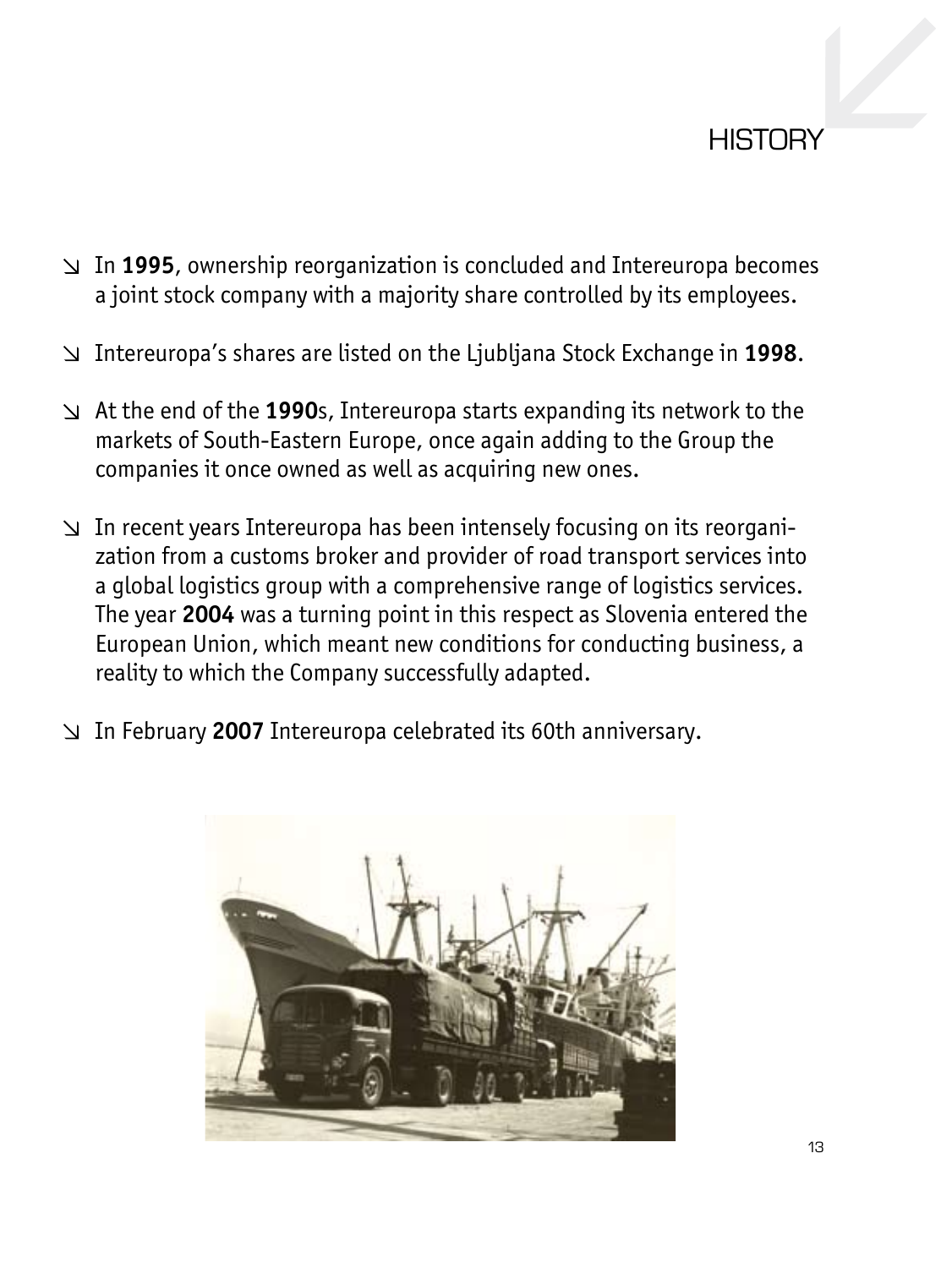# HISTORY

- In **1995**, ownership reorganization is concluded and Intereuropa becomes a joint stock company with a majority share controlled by its employees.
- Intereuropa's shares are listed on the Ljubljana Stock Exchange in **1998**.
- At the end of the **1990**s, Intereuropa starts expanding its network to the markets of South-Eastern Europe, once again adding to the Group the companies it once owned as well as acquiring new ones.
- In recent years Intereuropa has been intensely focusing on its reorganization from a customs broker and provider of road transport services into a global logistics group with a comprehensive range of logistics services. The year **2004** was a turning point in this respect as Slovenia entered the European Union, which meant new conditions for conducting business, a reality to which the Company successfully adapted.
- In February **2007** Intereuropa celebrated its 60th anniversary.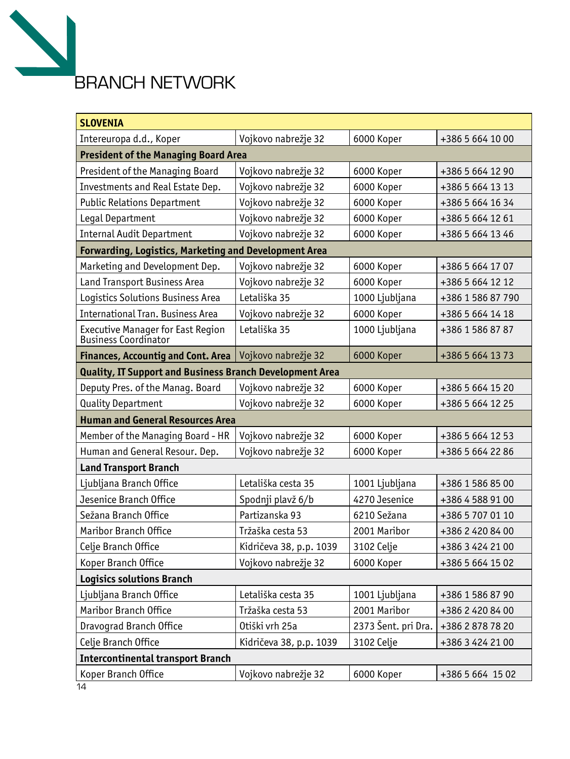# BRANCH NETWORK

| SLOVENIA | | | |
|---|---|---|---|
| Intereuropa d.d., Koper | Vojkovo nabrežje 32 | 6000 Koper | +386 5 664 10 00 |
| **President of the Managing Board Area** | | | |
| President of the Managing Board | Vojkovo nabrežje 32 | 6000 Koper | +386 5 664 12 90 |
| Investments and Real Estate Dep. | Vojkovo nabrežje 32 | 6000 Koper | +386 5 664 13 13 |
| Public Relations Department | Vojkovo nabrežje 32 | 6000 Koper | +386 5 664 16 34 |
| Legal Department | Vojkovo nabrežje 32 | 6000 Koper | +386 5 664 12 61 |
| Internal Audit Department | Vojkovo nabrežje 32 | 6000 Koper | +386 5 664 13 46 |
| **Forwarding, Logistics, Marketing and Development Area** | | | |
| Marketing and Development Dep. | Vojkovo nabrežje 32 | 6000 Koper | +386 5 664 17 07 |
| Land Transport Business Area | Vojkovo nabrežje 32 | 6000 Koper | +386 5 664 12 12 |
| Logistics Solutions Business Area | Letališka 35 | 1000 Ljubljana | +386 1 586 87 790 |
| International Tran. Business Area | Vojkovo nabrežje 32 | 6000 Koper | +386 5 664 14 18 |
| Executive Manager for East Region Business Coordinator | Letališka 35 | 1000 Ljubljana | +386 1 586 87 87 |
| **Finances, Accountig and Cont. Area** | Vojkovo nabrežje 32 | 6000 Koper | +386 5 664 13 73 |
| **Quality, IT Support and Business Branch Development Area** | | | |
| Deputy Pres. of the Manag. Board | Vojkovo nabrežje 32 | 6000 Koper | +386 5 664 15 20 |
| Quality Department | Vojkovo nabrežje 32 | 6000 Koper | +386 5 664 12 25 |
| **Human and General Resources Area** | | | |
| Member of the Managing Board - HR | Vojkovo nabrežje 32 | 6000 Koper | +386 5 664 12 53 |
| Human and General Resour. Dep. | Vojkovo nabrežje 32 | 6000 Koper | +386 5 664 22 86 |
| **Land Transport Branch** | | | |
| Ljubljana Branch Office | Letališka cesta 35 | 1001 Ljubljana | +386 1 586 85 00 |
| Jesenice Branch Office | Spodnji plavž 6/b | 4270 Jesenice | +386 4 588 91 00 |
| Sežana Branch Office | Partizanska 93 | 6210 Sežana | +386 5 707 01 10 |
| Maribor Branch Office | Tržaška cesta 53 | 2001 Maribor | +386 2 420 84 00 |
| Celje Branch Office | Kidričeva 38, p.p. 1039 | 3102 Celje | +386 3 424 21 00 |
| Koper Branch Office | Vojkovo nabrežje 32 | 6000 Koper | +386 5 664 15 02 |
| **Logisics solutions Branch** | | | |
| Ljubljana Branch Office | Letališka cesta 35 | 1001 Ljubljana | +386 1 586 87 90 |
| Maribor Branch Office | Tržaška cesta 53 | 2001 Maribor | +386 2 420 84 00 |
| Dravograd Branch Office | Otiški vrh 25a | 2373 Šent. pri Dra. | +386 2 878 78 20 |
| Celje Branch Office | Kidričeva 38, p.p. 1039 | 3102 Celje | +386 3 424 21 00 |
| **Intercontinental transport Branch** | | | |
| Koper Branch Office | Vojkovo nabrežje 32 | 6000 Koper | +386 5 664 15 02 |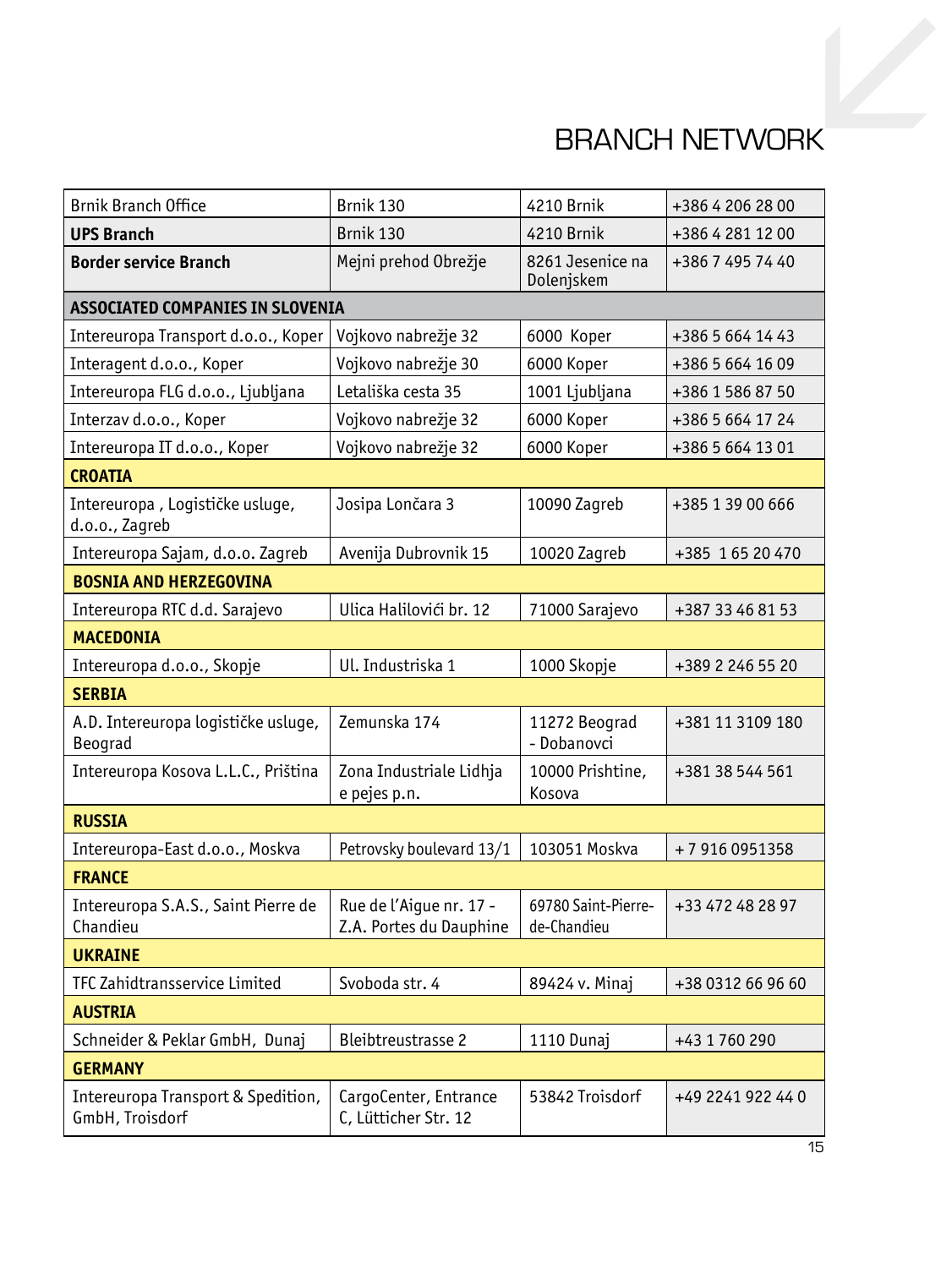# BRANCH NETWORK

| | | | |
|---|---|---|---|
| Brnik Branch Office | Brnik 130 | 4210 Brnik | +386 4 206 28 00 |
| **UPS Branch** | Brnik 130 | 4210 Brnik | +386 4 281 12 00 |
| **Border service Branch** | Mejni prehod Obrežje | 8261 Jesenice na Dolenjskem | +386 7 495 74 40 |
| **ASSOCIATED COMPANIES IN SLOVENIA** | | | |
| Intereuropa Transport d.o.o., Koper | Vojkovo nabrežje 32 | 6000 Koper | +386 5 664 14 43 |
| Interagent d.o.o., Koper | Vojkovo nabrežje 30 | 6000 Koper | +386 5 664 16 09 |
| Intereuropa FLG d.o.o., Ljubljana | Letališka cesta 35 | 1001 Ljubljana | +386 1 586 87 50 |
| Interzav d.o.o., Koper | Vojkovo nabrežje 32 | 6000 Koper | +386 5 664 17 24 |
| Intereuropa IT d.o.o., Koper | Vojkovo nabrežje 32 | 6000 Koper | +386 5 664 13 01 |
| **CROATIA** | | | |
| Intereuropa , Logističke usluge, d.o.o., Zagreb | Josipa Lončara 3 | 10090 Zagreb | +385 1 39 00 666 |
| Intereuropa Sajam, d.o.o. Zagreb | Avenija Dubrovnik 15 | 10020 Zagreb | +385 1 65 20 470 |
| **BOSNIA AND HERZEGOVINA** | | | |
| Intereuropa RTC d.d. Sarajevo | Ulica Halilovići br. 12 | 71000 Sarajevo | +387 33 46 81 53 |
| **MACEDONIA** | | | |
| Intereuropa d.o.o., Skopje | Ul. Industriska 1 | 1000 Skopje | +389 2 246 55 20 |
| **SERBIA** | | | |
| A.D. Intereuropa logističke usluge, Beograd | Zemunska 174 | 11272 Beograd - Dobanovci | +381 11 3109 180 |
| Intereuropa Kosova L.L.C., Priština | Zona Industriale Lidhja e pejes p.n. | 10000 Prishtine, Kosova | +381 38 544 561 |
| **RUSSIA** | | | |
| Intereuropa-East d.o.o., Moskva | Petrovsky boulevard 13/1 | 103051 Moskva | + 7 916 0951358 |
| **FRANCE** | | | |
| Intereuropa S.A.S., Saint Pierre de Chandieu | Rue de l'Aigue nr. 17 - Z.A. Portes du Dauphine | 69780 Saint-Pierre-de-Chandieu | +33 472 48 28 97 |
| **UKRAINE** | | | |
| TFC Zahidtransservice Limited | Svoboda str. 4 | 89424 v. Minaj | +38 0312 66 96 60 |
| **AUSTRIA** | | | |
| Schneider & Peklar GmbH, Dunaj | Bleibtreustrasse 2 | 1110 Dunaj | +43 1 760 290 |
| **GERMANY** | | | |
| Intereuropa Transport & Spedition, GmbH, Troisdorf | CargoCenter, Entrance C, Lütticher Str. 12 | 53842 Troisdorf | +49 2241 922 44 0 |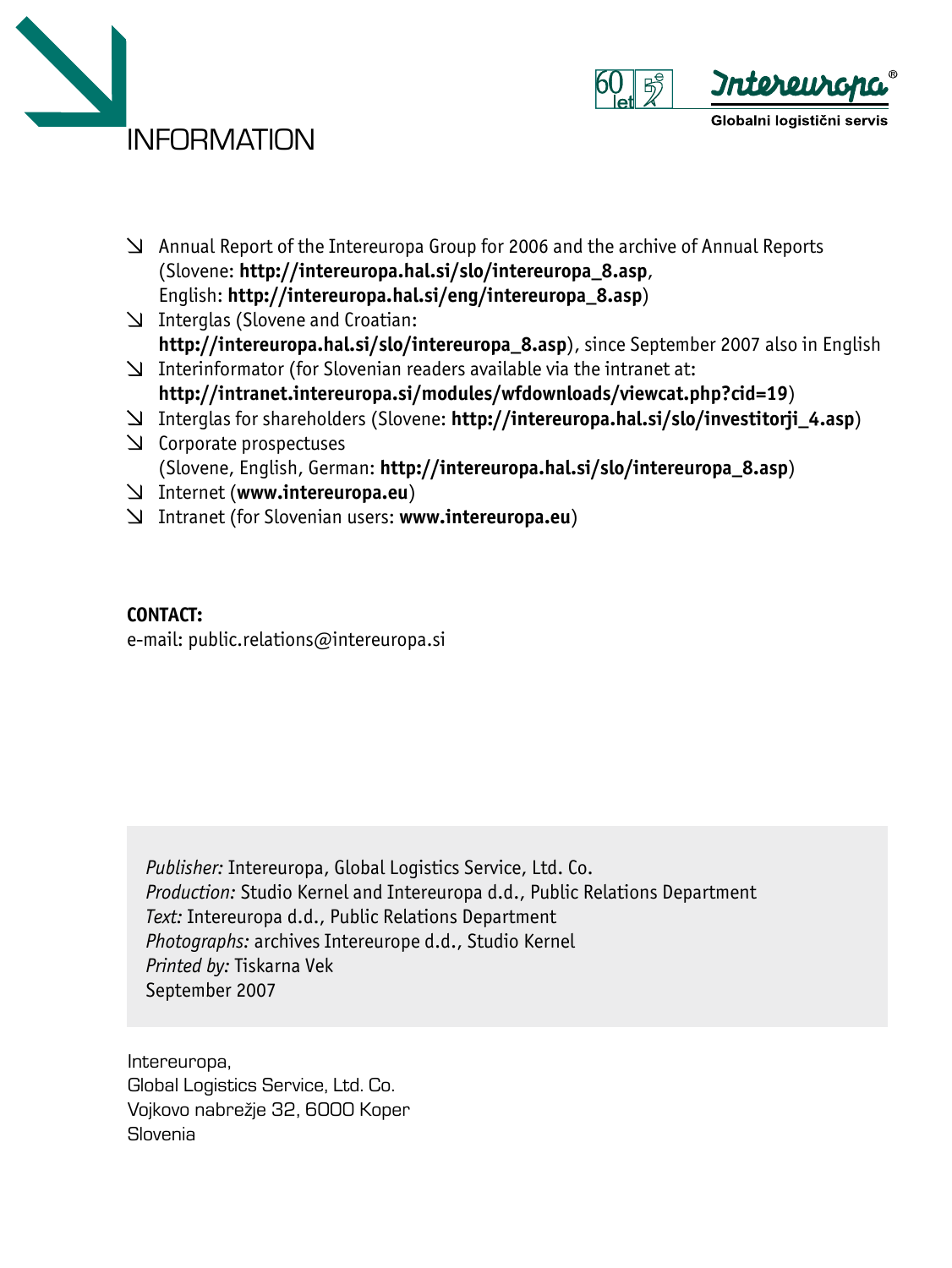# INFORMATION

Intereuropa
Globalni logistični servis

- Annual Report of the Intereuropa Group for 2006 and the archive of Annual Reports (Slovene: **http://intereuropa.hal.si/slo/intereuropa_8.asp**, English: **http://intereuropa.hal.si/eng/intereuropa_8.asp**)
- Interglas (Slovene and Croatian: **http://intereuropa.hal.si/slo/intereuropa_8.asp**), since September 2007 also in English
- Interinformator (for Slovenian readers available via the intranet at: **http://intranet.intereuropa.si/modules/wfdownloads/viewcat.php?cid=19**)
- Interglas for shareholders (Slovene: **http://intereuropa.hal.si/slo/investitorji_4.asp**)
- Corporate prospectuses (Slovene, English, German: **http://intereuropa.hal.si/slo/intereuropa_8.asp**)
- Internet (**www.intereuropa.eu**)
- Intranet (for Slovenian users: **www.intereuropa.eu**)

**CONTACT:**
e-mail: public.relations@intereuropa.si

*Publisher:* Intereuropa, Global Logistics Service, Ltd. Co.
*Production:* Studio Kernel and Intereuropa d.d., Public Relations Department
*Text:* Intereuropa d.d., Public Relations Department
*Photographs:* archives Intereurope d.d., Studio Kernel
*Printed by:* Tiskarna Vek
September 2007

Intereuropa,
Global Logistics Service, Ltd. Co.
Vojkovo nabrežje 32, 6000 Koper
Slovenia